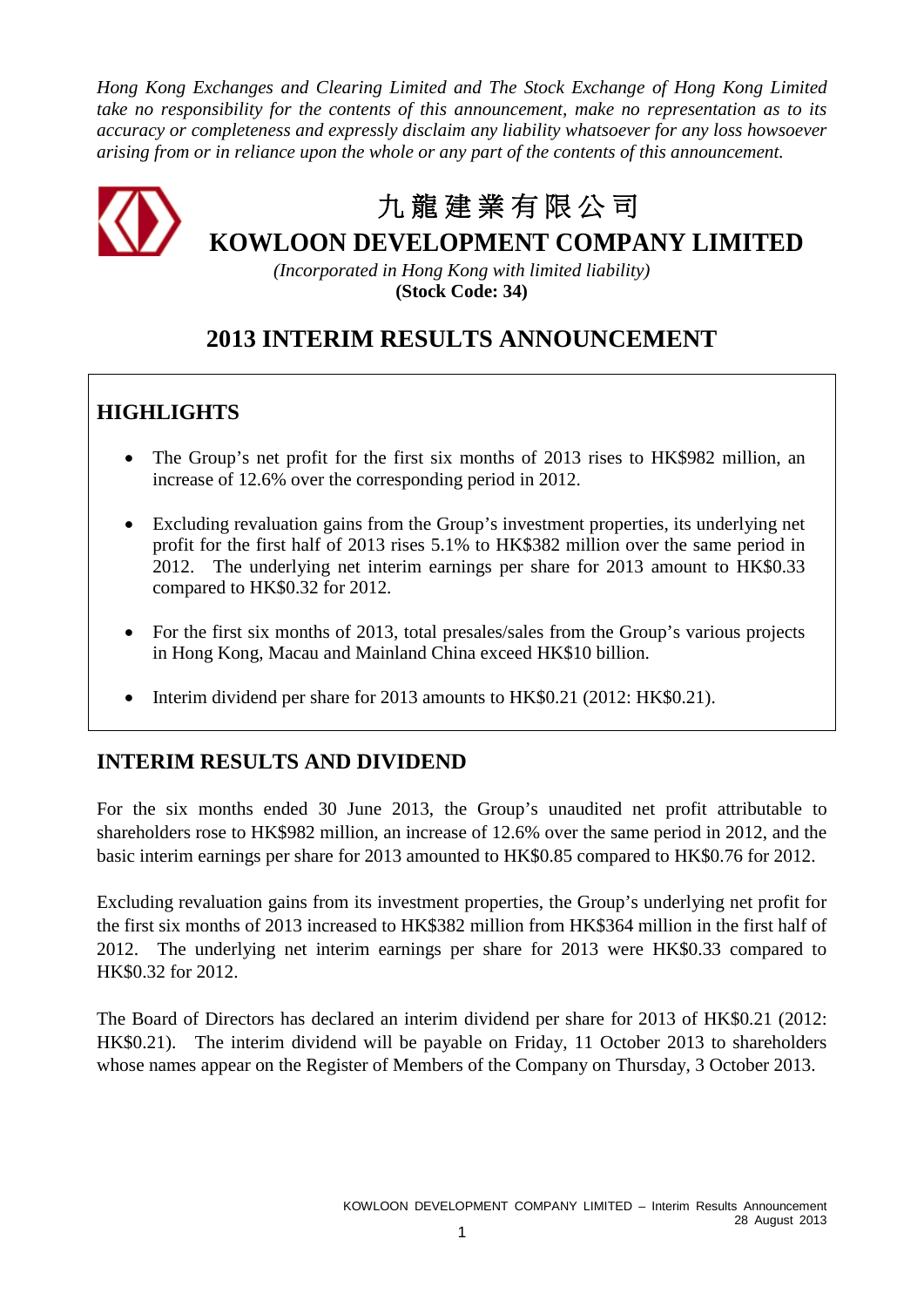*Hong Kong Exchanges and Clearing Limited and The Stock Exchange of Hong Kong Limited take no responsibility for the contents of this announcement, make no representation as to its accuracy or completeness and expressly disclaim any liability whatsoever for any loss howsoever arising from or in reliance upon the whole or any part of the contents of this announcement.*

# 九龍建業有限公司
# KOWLOON DEVELOPMENT COMPANY LIMITED

*(Incorporated in Hong Kong with limited liability)*
**(Stock Code: 34)**

## 2013 INTERIM RESULTS ANNOUNCEMENT

## HIGHLIGHTS

- The Group's net profit for the first six months of 2013 rises to HK$982 million, an increase of 12.6% over the corresponding period in 2012.
- Excluding revaluation gains from the Group's investment properties, its underlying net profit for the first half of 2013 rises 5.1% to HK$382 million over the same period in 2012. The underlying net interim earnings per share for 2013 amount to HK$0.33 compared to HK$0.32 for 2012.
- For the first six months of 2013, total presales/sales from the Group's various projects in Hong Kong, Macau and Mainland China exceed HK$10 billion.
- Interim dividend per share for 2013 amounts to HK$0.21 (2012: HK$0.21).

## INTERIM RESULTS AND DIVIDEND

For the six months ended 30 June 2013, the Group's unaudited net profit attributable to shareholders rose to HK$982 million, an increase of 12.6% over the same period in 2012, and the basic interim earnings per share for 2013 amounted to HK$0.85 compared to HK$0.76 for 2012.

Excluding revaluation gains from its investment properties, the Group's underlying net profit for the first six months of 2013 increased to HK$382 million from HK$364 million in the first half of 2012. The underlying net interim earnings per share for 2013 were HK$0.33 compared to HK$0.32 for 2012.

The Board of Directors has declared an interim dividend per share for 2013 of HK$0.21 (2012: HK$0.21). The interim dividend will be payable on Friday, 11 October 2013 to shareholders whose names appear on the Register of Members of the Company on Thursday, 3 October 2013.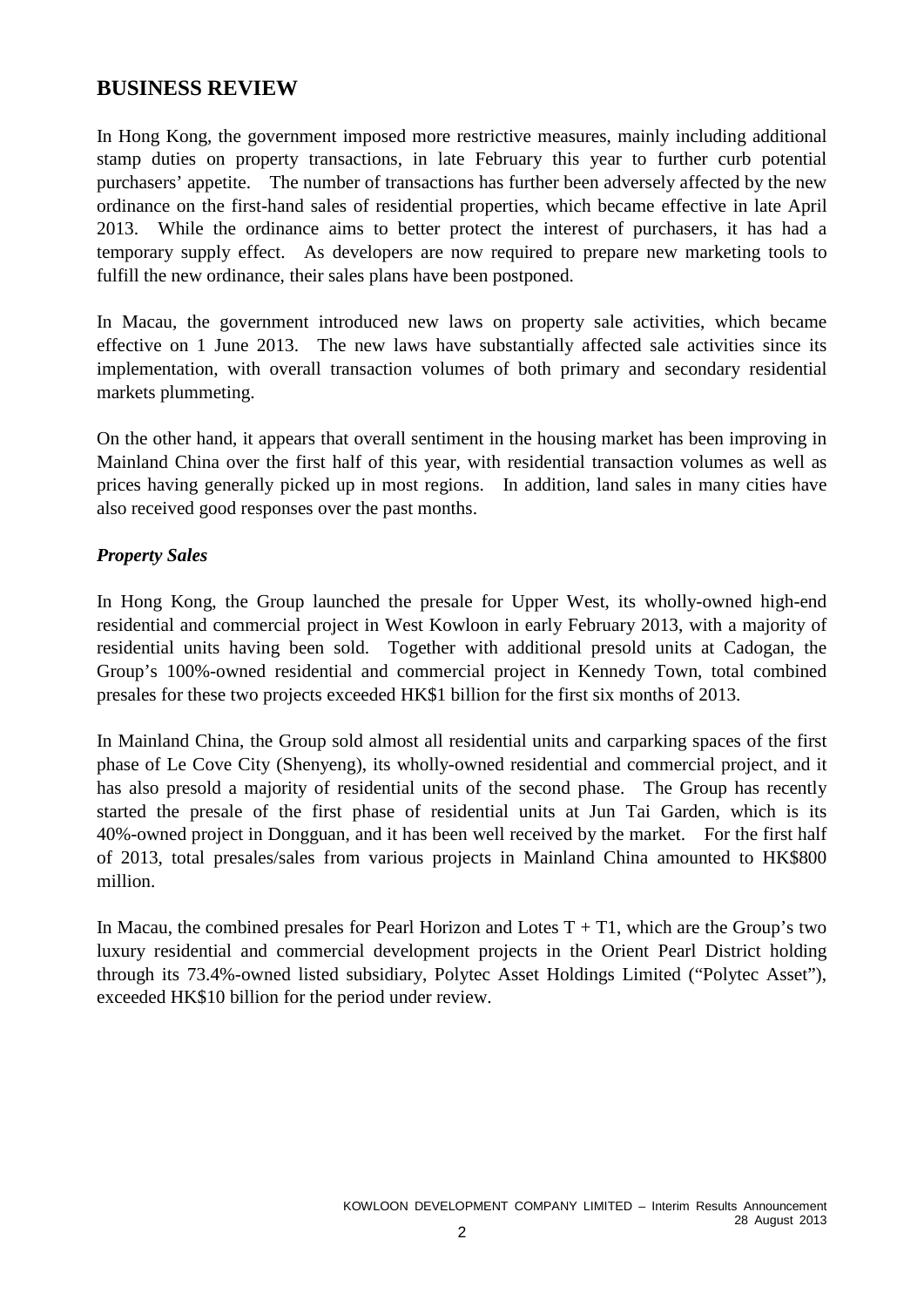## BUSINESS REVIEW

In Hong Kong, the government imposed more restrictive measures, mainly including additional stamp duties on property transactions, in late February this year to further curb potential purchasers' appetite. The number of transactions has further been adversely affected by the new ordinance on the first-hand sales of residential properties, which became effective in late April 2013. While the ordinance aims to better protect the interest of purchasers, it has had a temporary supply effect. As developers are now required to prepare new marketing tools to fulfill the new ordinance, their sales plans have been postponed.

In Macau, the government introduced new laws on property sale activities, which became effective on 1 June 2013. The new laws have substantially affected sale activities since its implementation, with overall transaction volumes of both primary and secondary residential markets plummeting.

On the other hand, it appears that overall sentiment in the housing market has been improving in Mainland China over the first half of this year, with residential transaction volumes as well as prices having generally picked up in most regions. In addition, land sales in many cities have also received good responses over the past months.

### *Property Sales*

In Hong Kong, the Group launched the presale for Upper West, its wholly-owned high-end residential and commercial project in West Kowloon in early February 2013, with a majority of residential units having been sold. Together with additional presold units at Cadogan, the Group's 100%-owned residential and commercial project in Kennedy Town, total combined presales for these two projects exceeded HK$1 billion for the first six months of 2013.

In Mainland China, the Group sold almost all residential units and carparking spaces of the first phase of Le Cove City (Shenyeng), its wholly-owned residential and commercial project, and it has also presold a majority of residential units of the second phase. The Group has recently started the presale of the first phase of residential units at Jun Tai Garden, which is its 40%-owned project in Dongguan, and it has been well received by the market. For the first half of 2013, total presales/sales from various projects in Mainland China amounted to HK$800 million.

In Macau, the combined presales for Pearl Horizon and Lotes T + T1, which are the Group's two luxury residential and commercial development projects in the Orient Pearl District holding through its 73.4%-owned listed subsidiary, Polytec Asset Holdings Limited ("Polytec Asset"), exceeded HK$10 billion for the period under review.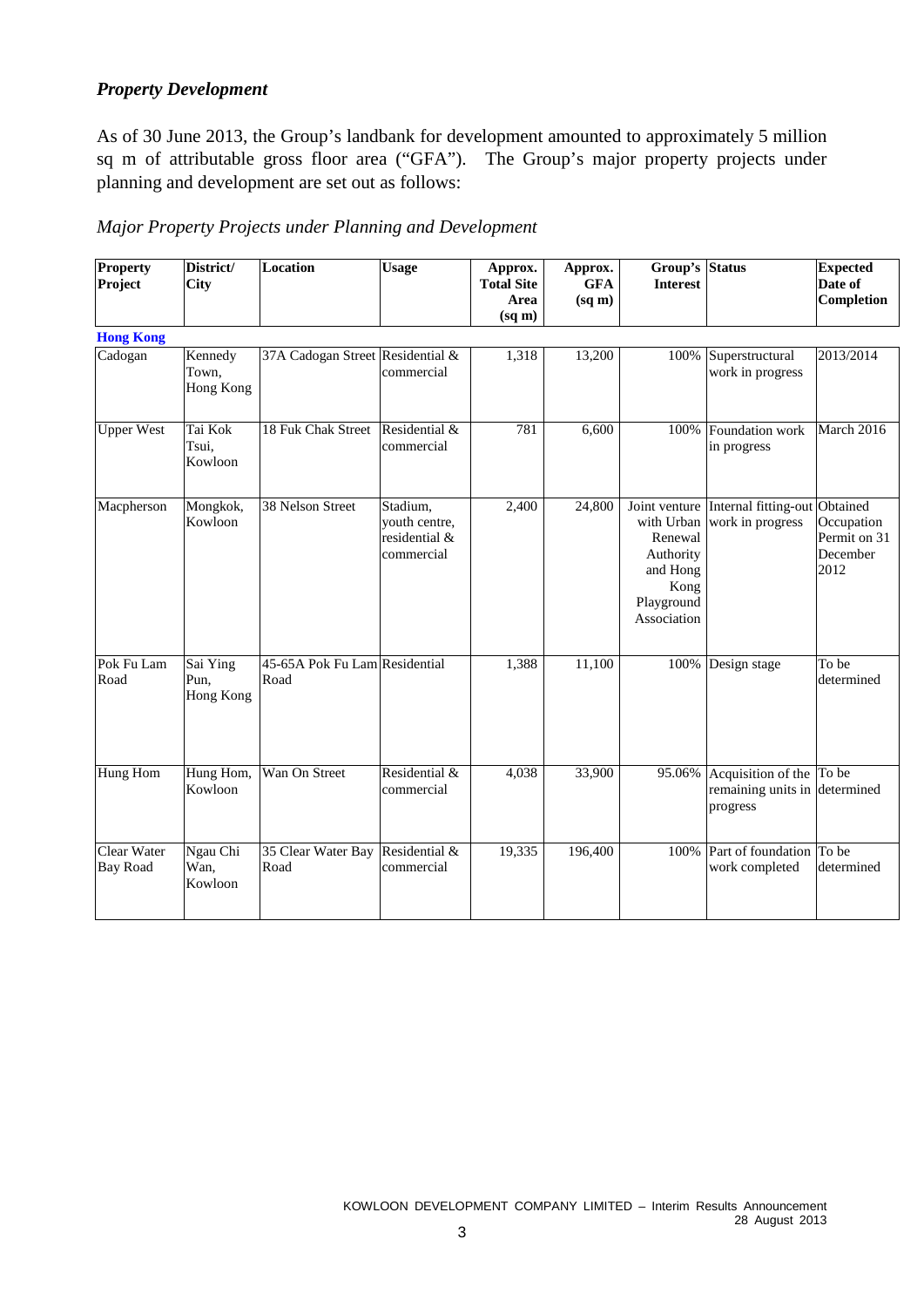### *Property Development*

As of 30 June 2013, the Group's landbank for development amounted to approximately 5 million sq m of attributable gross floor area ("GFA"). The Group's major property projects under planning and development are set out as follows:

*Major Property Projects under Planning and Development*

| Property Project | District/ City | Location | Usage | Approx. Total Site Area (sq m) | Approx. GFA (sq m) | Group's Interest | Status | Expected Date of Completion |
|---|---|---|---|---|---|---|---|---|
| **Hong Kong** | | | | | | | | |
| Cadogan | Kennedy Town, Hong Kong | 37A Cadogan Street | Residential & commercial | 1,318 | 13,200 | 100% | Superstructural work in progress | 2013/2014 |
| Upper West | Tai Kok Tsui, Kowloon | 18 Fuk Chak Street | Residential & commercial | 781 | 6,600 | 100% | Foundation work in progress | March 2016 |
| Macpherson | Mongkok, Kowloon | 38 Nelson Street | Stadium, youth centre, residential & commercial | 2,400 | 24,800 | Joint venture with Urban Renewal Authority and Hong Kong Playground Association | Internal fitting-out work in progress | Obtained Occupation Permit on 31 December 2012 |
| Pok Fu Lam Road | Sai Ying Pun, Hong Kong | 45-65A Pok Fu Lam Road | Residential | 1,388 | 11,100 | 100% | Design stage | To be determined |
| Hung Hom | Hung Hom, Kowloon | Wan On Street | Residential & commercial | 4,038 | 33,900 | 95.06% | Acquisition of the remaining units in progress | To be determined |
| Clear Water Bay Road | Ngau Chi Wan, Kowloon | 35 Clear Water Bay Road | Residential & commercial | 19,335 | 196,400 | 100% | Part of foundation work completed | To be determined |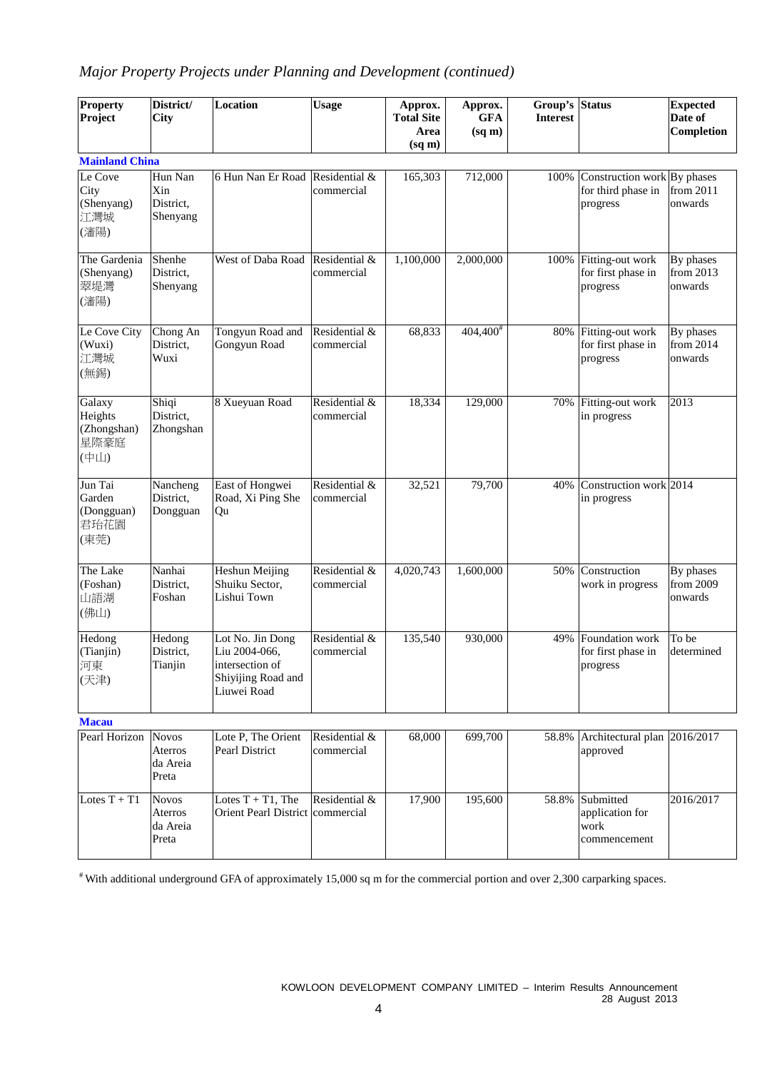*Major Property Projects under Planning and Development (continued)*

| Property Project | District/ City | Location | Usage | Approx. Total Site Area (sq m) | Approx. GFA (sq m) | Group's Interest | Status | Expected Date of Completion |
|---|---|---|---|---|---|---|---|---|
| **Mainland China** | | | | | | | | |
| Le Cove City (Shenyang) 江灣城 (瀋陽) | Hun Nan Xin District, Shenyang | 6 Hun Nan Er Road | Residential & commercial | 165,303 | 712,000 | 100% | Construction work for third phase in progress | By phases from 2011 onwards |
| The Gardenia (Shenyang) 翠堤灣 (瀋陽) | Shenhe District, Shenyang | West of Daba Road | Residential & commercial | 1,100,000 | 2,000,000 | 100% | Fitting-out work for first phase in progress | By phases from 2013 onwards |
| Le Cove City (Wuxi) 江灣城 (無錫) | Chong An District, Wuxi | Tongyun Road and Gongyun Road | Residential & commercial | 68,833 | 404,400# | 80% | Fitting-out work for first phase in progress | By phases from 2014 onwards |
| Galaxy Heights (Zhongshan) 星際豪庭 (中山) | Shiqi District, Zhongshan | 8 Xueyuan Road | Residential & commercial | 18,334 | 129,000 | 70% | Fitting-out work in progress | 2013 |
| Jun Tai Garden (Dongguan) 君珆花園 (東莞) | Nancheng District, Dongguan | East of Hongwei Road, Xi Ping She Qu | Residential & commercial | 32,521 | 79,700 | 40% | Construction work in progress | 2014 |
| The Lake (Foshan) 山語湖 (佛山) | Nanhai District, Foshan | Heshun Meijing Shuiku Sector, Lishui Town | Residential & commercial | 4,020,743 | 1,600,000 | 50% | Construction work in progress | By phases from 2009 onwards |
| Hedong (Tianjin) 河東 (天津) | Hedong District, Tianjin | Lot No. Jin Dong Liu 2004-066, intersection of Shiyijing Road and Liuwei Road | Residential & commercial | 135,540 | 930,000 | 49% | Foundation work for first phase in progress | To be determined |
| **Macau** | | | | | | | | |
| Pearl Horizon | Novos Aterros da Areia Preta | Lote P, The Orient Pearl District | Residential & commercial | 68,000 | 699,700 | 58.8% | Architectural plan approved | 2016/2017 |
| Lotes T + T1 | Novos Aterros da Areia Preta | Lotes T + T1, The Orient Pearl District | Residential & commercial | 17,900 | 195,600 | 58.8% | Submitted application for work commencement | 2016/2017 |

# With additional underground GFA of approximately 15,000 sq m for the commercial portion and over 2,300 carparking spaces.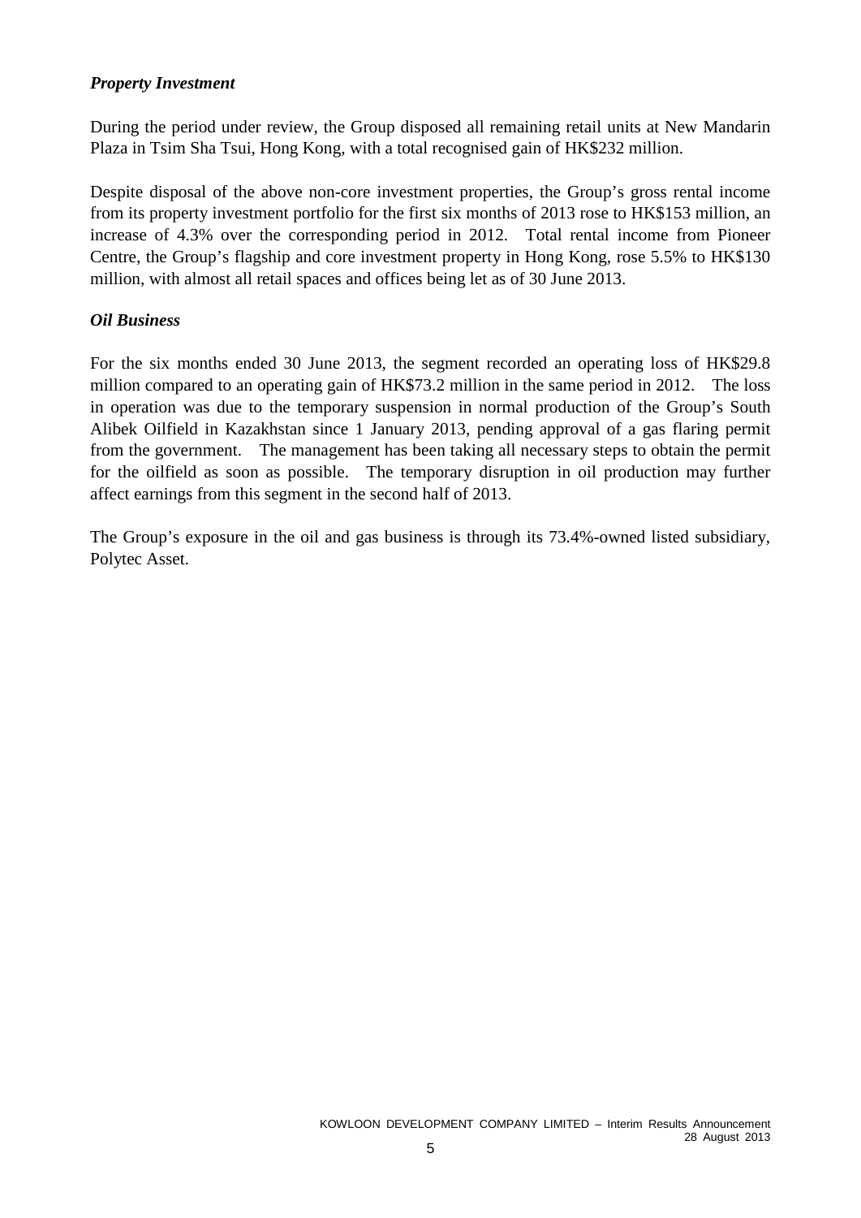***Property Investment***

During the period under review, the Group disposed all remaining retail units at New Mandarin Plaza in Tsim Sha Tsui, Hong Kong, with a total recognised gain of HK$232 million.

Despite disposal of the above non-core investment properties, the Group's gross rental income from its property investment portfolio for the first six months of 2013 rose to HK$153 million, an increase of 4.3% over the corresponding period in 2012. Total rental income from Pioneer Centre, the Group's flagship and core investment property in Hong Kong, rose 5.5% to HK$130 million, with almost all retail spaces and offices being let as of 30 June 2013.

***Oil Business***

For the six months ended 30 June 2013, the segment recorded an operating loss of HK$29.8 million compared to an operating gain of HK$73.2 million in the same period in 2012. The loss in operation was due to the temporary suspension in normal production of the Group's South Alibek Oilfield in Kazakhstan since 1 January 2013, pending approval of a gas flaring permit from the government. The management has been taking all necessary steps to obtain the permit for the oilfield as soon as possible. The temporary disruption in oil production may further affect earnings from this segment in the second half of 2013.

The Group's exposure in the oil and gas business is through its 73.4%-owned listed subsidiary, Polytec Asset.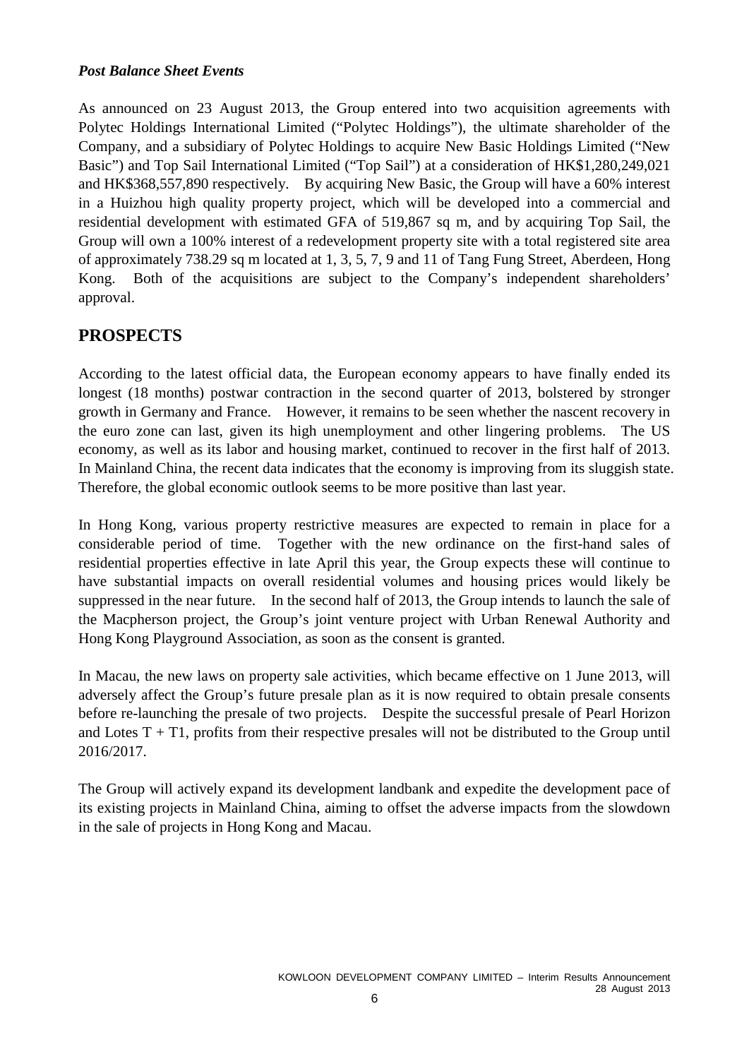***Post Balance Sheet Events***

As announced on 23 August 2013, the Group entered into two acquisition agreements with Polytec Holdings International Limited ("Polytec Holdings"), the ultimate shareholder of the Company, and a subsidiary of Polytec Holdings to acquire New Basic Holdings Limited ("New Basic") and Top Sail International Limited ("Top Sail") at a consideration of HK$1,280,249,021 and HK$368,557,890 respectively. By acquiring New Basic, the Group will have a 60% interest in a Huizhou high quality property project, which will be developed into a commercial and residential development with estimated GFA of 519,867 sq m, and by acquiring Top Sail, the Group will own a 100% interest of a redevelopment property site with a total registered site area of approximately 738.29 sq m located at 1, 3, 5, 7, 9 and 11 of Tang Fung Street, Aberdeen, Hong Kong. Both of the acquisitions are subject to the Company's independent shareholders' approval.

## PROSPECTS

According to the latest official data, the European economy appears to have finally ended its longest (18 months) postwar contraction in the second quarter of 2013, bolstered by stronger growth in Germany and France. However, it remains to be seen whether the nascent recovery in the euro zone can last, given its high unemployment and other lingering problems. The US economy, as well as its labor and housing market, continued to recover in the first half of 2013. In Mainland China, the recent data indicates that the economy is improving from its sluggish state. Therefore, the global economic outlook seems to be more positive than last year.

In Hong Kong, various property restrictive measures are expected to remain in place for a considerable period of time. Together with the new ordinance on the first-hand sales of residential properties effective in late April this year, the Group expects these will continue to have substantial impacts on overall residential volumes and housing prices would likely be suppressed in the near future. In the second half of 2013, the Group intends to launch the sale of the Macpherson project, the Group's joint venture project with Urban Renewal Authority and Hong Kong Playground Association, as soon as the consent is granted.

In Macau, the new laws on property sale activities, which became effective on 1 June 2013, will adversely affect the Group's future presale plan as it is now required to obtain presale consents before re-launching the presale of two projects. Despite the successful presale of Pearl Horizon and Lotes T + T1, profits from their respective presales will not be distributed to the Group until 2016/2017.

The Group will actively expand its development landbank and expedite the development pace of its existing projects in Mainland China, aiming to offset the adverse impacts from the slowdown in the sale of projects in Hong Kong and Macau.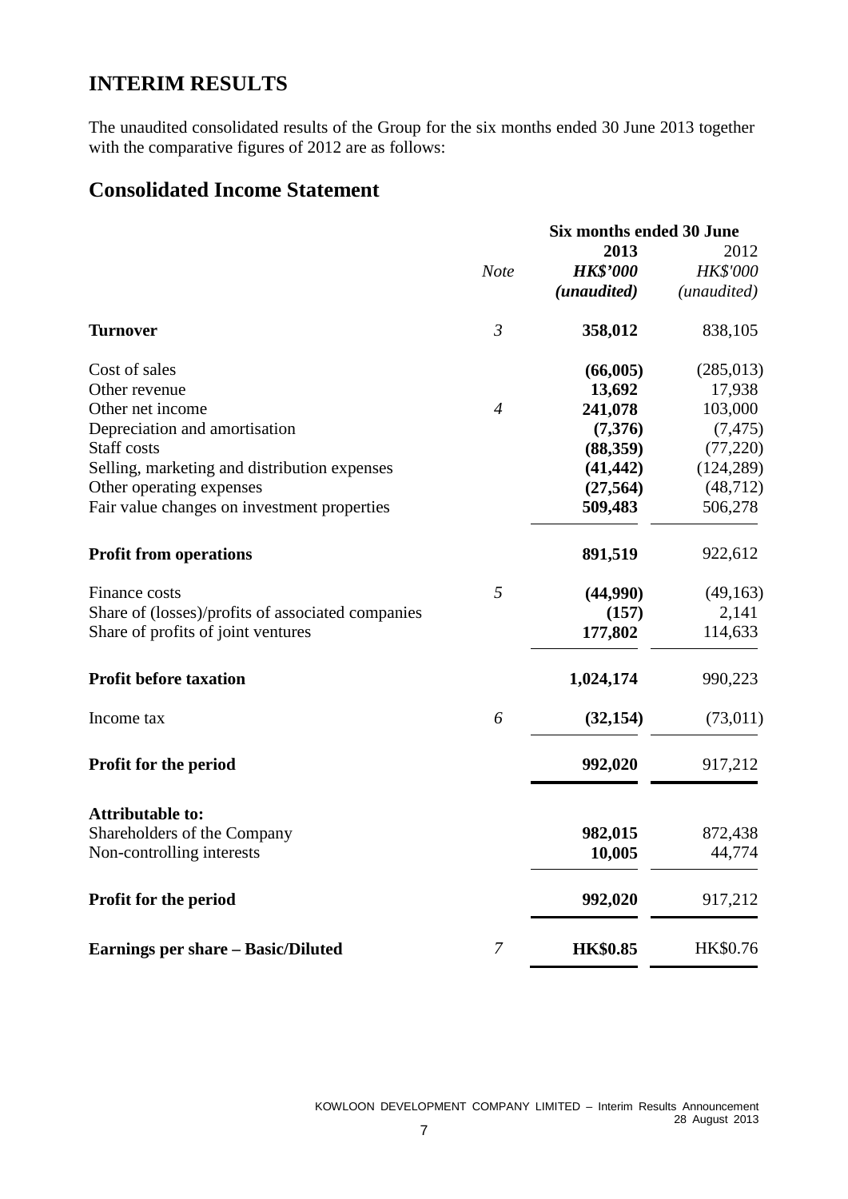# INTERIM RESULTS

The unaudited consolidated results of the Group for the six months ended 30 June 2013 together with the comparative figures of 2012 are as follows:

## Consolidated Income Statement

| | | Six months ended 30 June | |
|---|---|---|---|
| | *Note* | **2013** | 2012 |
| | | ***HK$'000*** | *HK$'000* |
| | | ***(unaudited)*** | *(unaudited)* |
| **Turnover** | *3* | **358,012** | 838,105 |
| Cost of sales | | **(66,005)** | (285,013) |
| Other revenue | | **13,692** | 17,938 |
| Other net income | *4* | **241,078** | 103,000 |
| Depreciation and amortisation | | **(7,376)** | (7,475) |
| Staff costs | | **(88,359)** | (77,220) |
| Selling, marketing and distribution expenses | | **(41,442)** | (124,289) |
| Other operating expenses | | **(27,564)** | (48,712) |
| Fair value changes on investment properties | | **509,483** | 506,278 |
| **Profit from operations** | | **891,519** | 922,612 |
| Finance costs | *5* | **(44,990)** | (49,163) |
| Share of (losses)/profits of associated companies | | **(157)** | 2,141 |
| Share of profits of joint ventures | | **177,802** | 114,633 |
| **Profit before taxation** | | **1,024,174** | 990,223 |
| Income tax | *6* | **(32,154)** | (73,011) |
| **Profit for the period** | | **992,020** | 917,212 |
| **Attributable to:** | | | |
| Shareholders of the Company | | **982,015** | 872,438 |
| Non-controlling interests | | **10,005** | 44,774 |
| **Profit for the period** | | **992,020** | 917,212 |
| **Earnings per share – Basic/Diluted** | *7* | **HK$0.85** | HK$0.76 |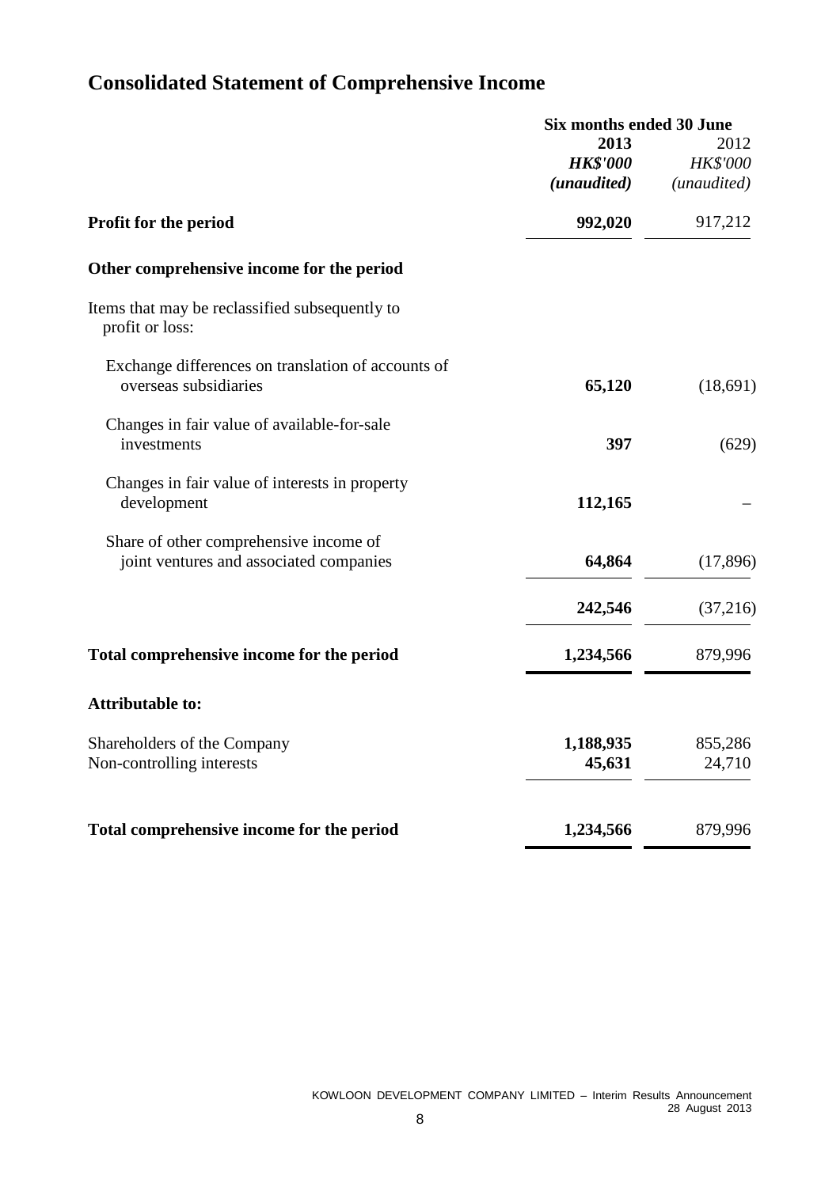# Consolidated Statement of Comprehensive Income

| | Six months ended 30 June | |
|---|---|---|
| | **2013** | 2012 |
| | ***HK$'000*** | *HK$'000* |
| | ***(unaudited)*** | *(unaudited)* |
| **Profit for the period** | **992,020** | 917,212 |
| **Other comprehensive income for the period** | | |
| Items that may be reclassified subsequently to profit or loss: | | |
| Exchange differences on translation of accounts of overseas subsidiaries | **65,120** | (18,691) |
| Changes in fair value of available-for-sale investments | **397** | (629) |
| Changes in fair value of interests in property development | **112,165** | – |
| Share of other comprehensive income of joint ventures and associated companies | **64,864** | (17,896) |
| | **242,546** | (37,216) |
| **Total comprehensive income for the period** | **1,234,566** | 879,996 |
| **Attributable to:** | | |
| Shareholders of the Company | **1,188,935** | 855,286 |
| Non-controlling interests | **45,631** | 24,710 |
| **Total comprehensive income for the period** | **1,234,566** | 879,996 |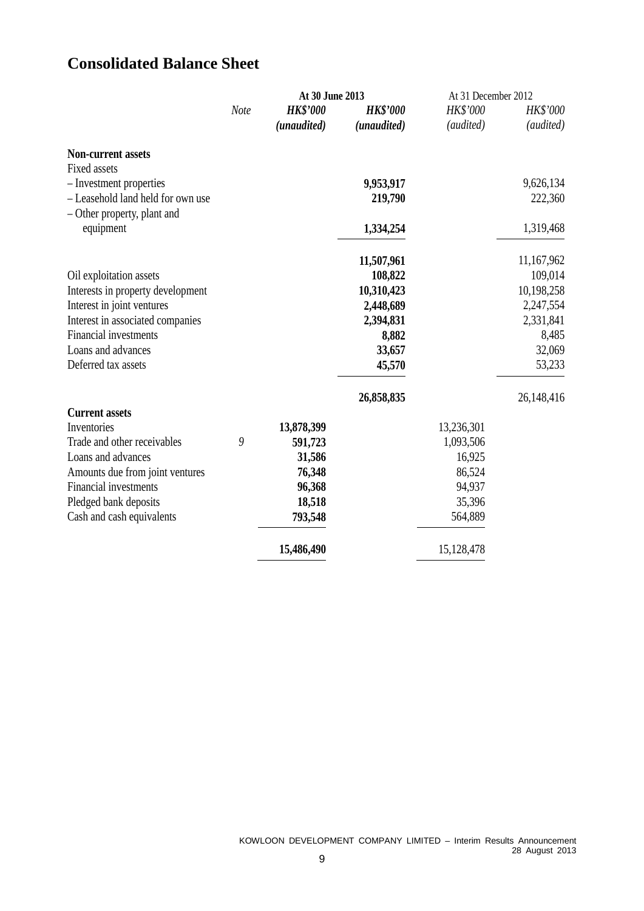# Consolidated Balance Sheet

| | Note | At 30 June 2013 | | At 31 December 2012 | |
|---|---|---|---|---|---|
| | | ***HK$'000*** | ***HK$'000*** | *HK$'000* | *HK$'000* |
| | | ***(unaudited)*** | ***(unaudited)*** | *(audited)* | *(audited)* |
| **Non-current assets** | | | | | |
| Fixed assets | | | | | |
| – Investment properties | | | **9,953,917** | | 9,626,134 |
| – Leasehold land held for own use | | | **219,790** | | 222,360 |
| – Other property, plant and equipment | | | **1,334,254** | | 1,319,468 |
| | | | **11,507,961** | | 11,167,962 |
| Oil exploitation assets | | | **108,822** | | 109,014 |
| Interests in property development | | | **10,310,423** | | 10,198,258 |
| Interest in joint ventures | | | **2,448,689** | | 2,247,554 |
| Interest in associated companies | | | **2,394,831** | | 2,331,841 |
| Financial investments | | | **8,882** | | 8,485 |
| Loans and advances | | | **33,657** | | 32,069 |
| Deferred tax assets | | | **45,570** | | 53,233 |
| | | | **26,858,835** | | 26,148,416 |
| **Current assets** | | | | | |
| Inventories | | **13,878,399** | | 13,236,301 | |
| Trade and other receivables | *9* | **591,723** | | 1,093,506 | |
| Loans and advances | | **31,586** | | 16,925 | |
| Amounts due from joint ventures | | **76,348** | | 86,524 | |
| Financial investments | | **96,368** | | 94,937 | |
| Pledged bank deposits | | **18,518** | | 35,396 | |
| Cash and cash equivalents | | **793,548** | | 564,889 | |
| | | **15,486,490** | | 15,128,478 | |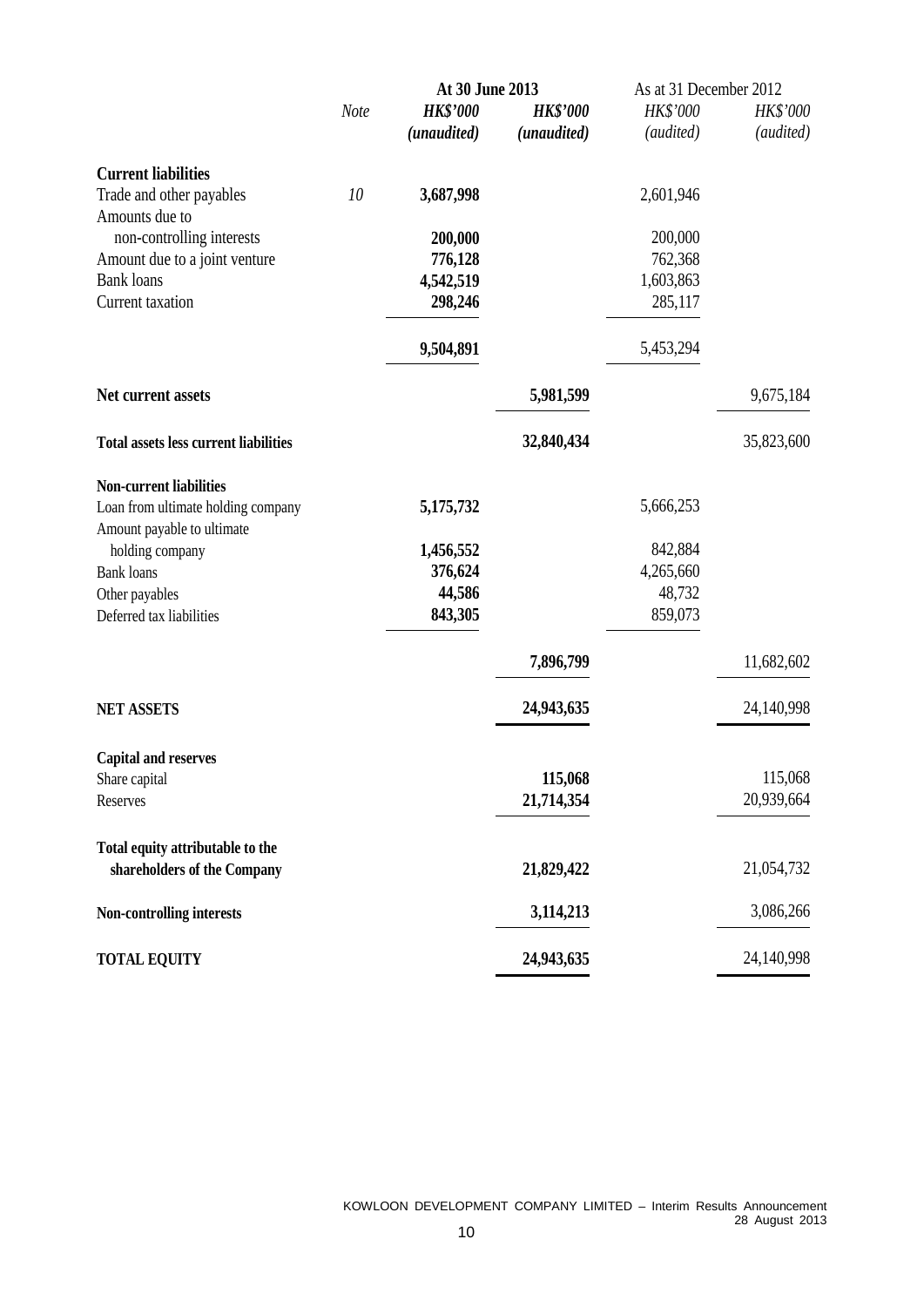| | Note | At 30 June 2013 | | As at 31 December 2012 | |
|---|---|---|---|---|---|
| | | ***HK$'000*** | ***HK$'000*** | *HK$'000* | *HK$'000* |
| | | ***(unaudited)*** | ***(unaudited)*** | *(audited)* | *(audited)* |
| **Current liabilities** | | | | | |
| Trade and other payables | *10* | **3,687,998** | | 2,601,946 | |
| Amounts due to non-controlling interests | | **200,000** | | 200,000 | |
| Amount due to a joint venture | | **776,128** | | 762,368 | |
| Bank loans | | **4,542,519** | | 1,603,863 | |
| Current taxation | | **298,246** | | 285,117 | |
| | | **9,504,891** | | 5,453,294 | |
| **Net current assets** | | | **5,981,599** | | 9,675,184 |
| **Total assets less current liabilities** | | | **32,840,434** | | 35,823,600 |
| **Non-current liabilities** | | | | | |
| Loan from ultimate holding company | | **5,175,732** | | 5,666,253 | |
| Amount payable to ultimate holding company | | **1,456,552** | | 842,884 | |
| Bank loans | | **376,624** | | 4,265,660 | |
| Other payables | | **44,586** | | 48,732 | |
| Deferred tax liabilities | | **843,305** | | 859,073 | |
| | | | **7,896,799** | | 11,682,602 |
| **NET ASSETS** | | | **24,943,635** | | 24,140,998 |
| **Capital and reserves** | | | | | |
| Share capital | | | **115,068** | | 115,068 |
| Reserves | | | **21,714,354** | | 20,939,664 |
| **Total equity attributable to the shareholders of the Company** | | | **21,829,422** | | 21,054,732 |
| **Non-controlling interests** | | | **3,114,213** | | 3,086,266 |
| **TOTAL EQUITY** | | | **24,943,635** | | 24,140,998 |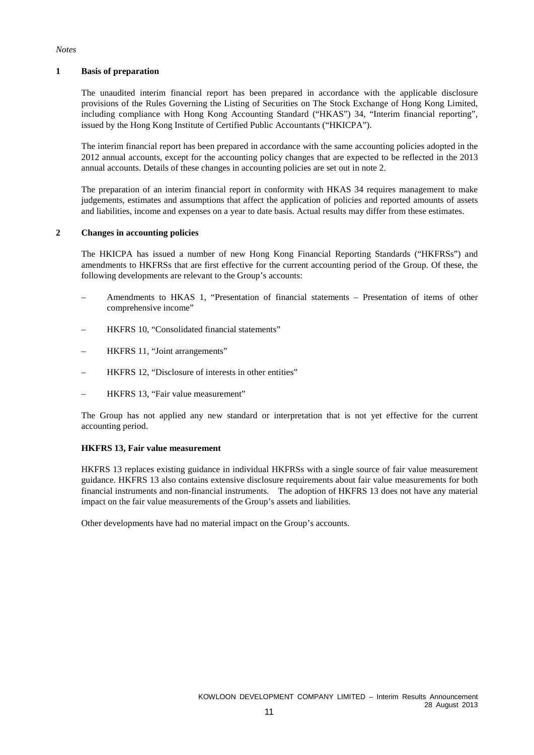*Notes*

## 1 Basis of preparation

The unaudited interim financial report has been prepared in accordance with the applicable disclosure provisions of the Rules Governing the Listing of Securities on The Stock Exchange of Hong Kong Limited, including compliance with Hong Kong Accounting Standard ("HKAS") 34, "Interim financial reporting", issued by the Hong Kong Institute of Certified Public Accountants ("HKICPA").

The interim financial report has been prepared in accordance with the same accounting policies adopted in the 2012 annual accounts, except for the accounting policy changes that are expected to be reflected in the 2013 annual accounts. Details of these changes in accounting policies are set out in note 2.

The preparation of an interim financial report in conformity with HKAS 34 requires management to make judgements, estimates and assumptions that affect the application of policies and reported amounts of assets and liabilities, income and expenses on a year to date basis. Actual results may differ from these estimates.

## 2 Changes in accounting policies

The HKICPA has issued a number of new Hong Kong Financial Reporting Standards ("HKFRSs") and amendments to HKFRSs that are first effective for the current accounting period of the Group. Of these, the following developments are relevant to the Group's accounts:

- Amendments to HKAS 1, "Presentation of financial statements – Presentation of items of other comprehensive income"
- HKFRS 10, "Consolidated financial statements"
- HKFRS 11, "Joint arrangements"
- HKFRS 12, "Disclosure of interests in other entities"
- HKFRS 13, "Fair value measurement"

The Group has not applied any new standard or interpretation that is not yet effective for the current accounting period.

**HKFRS 13, Fair value measurement**

HKFRS 13 replaces existing guidance in individual HKFRSs with a single source of fair value measurement guidance. HKFRS 13 also contains extensive disclosure requirements about fair value measurements for both financial instruments and non-financial instruments. The adoption of HKFRS 13 does not have any material impact on the fair value measurements of the Group's assets and liabilities.

Other developments have had no material impact on the Group's accounts.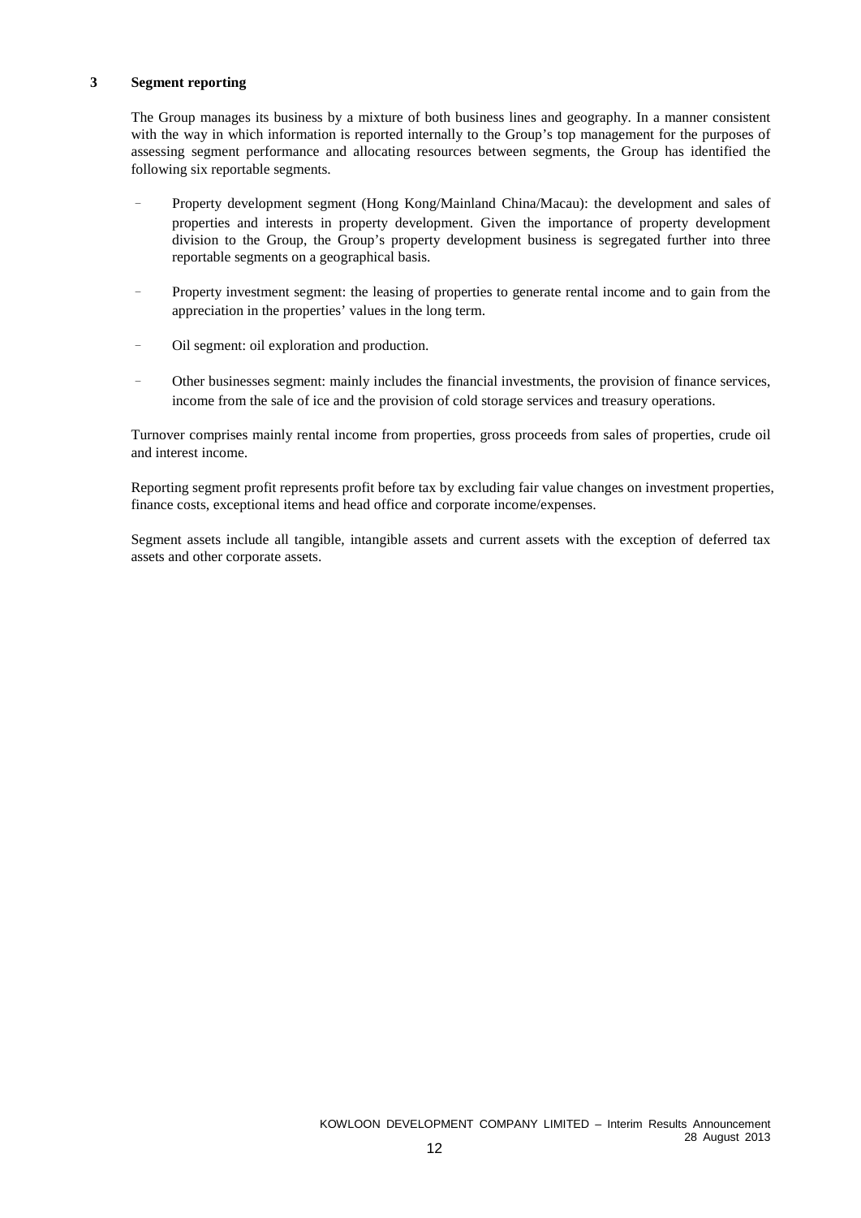## 3 Segment reporting

The Group manages its business by a mixture of both business lines and geography. In a manner consistent with the way in which information is reported internally to the Group's top management for the purposes of assessing segment performance and allocating resources between segments, the Group has identified the following six reportable segments.

- Property development segment (Hong Kong/Mainland China/Macau): the development and sales of properties and interests in property development. Given the importance of property development division to the Group, the Group's property development business is segregated further into three reportable segments on a geographical basis.
- Property investment segment: the leasing of properties to generate rental income and to gain from the appreciation in the properties' values in the long term.
- Oil segment: oil exploration and production.
- Other businesses segment: mainly includes the financial investments, the provision of finance services, income from the sale of ice and the provision of cold storage services and treasury operations.

Turnover comprises mainly rental income from properties, gross proceeds from sales of properties, crude oil and interest income.

Reporting segment profit represents profit before tax by excluding fair value changes on investment properties, finance costs, exceptional items and head office and corporate income/expenses.

Segment assets include all tangible, intangible assets and current assets with the exception of deferred tax assets and other corporate assets.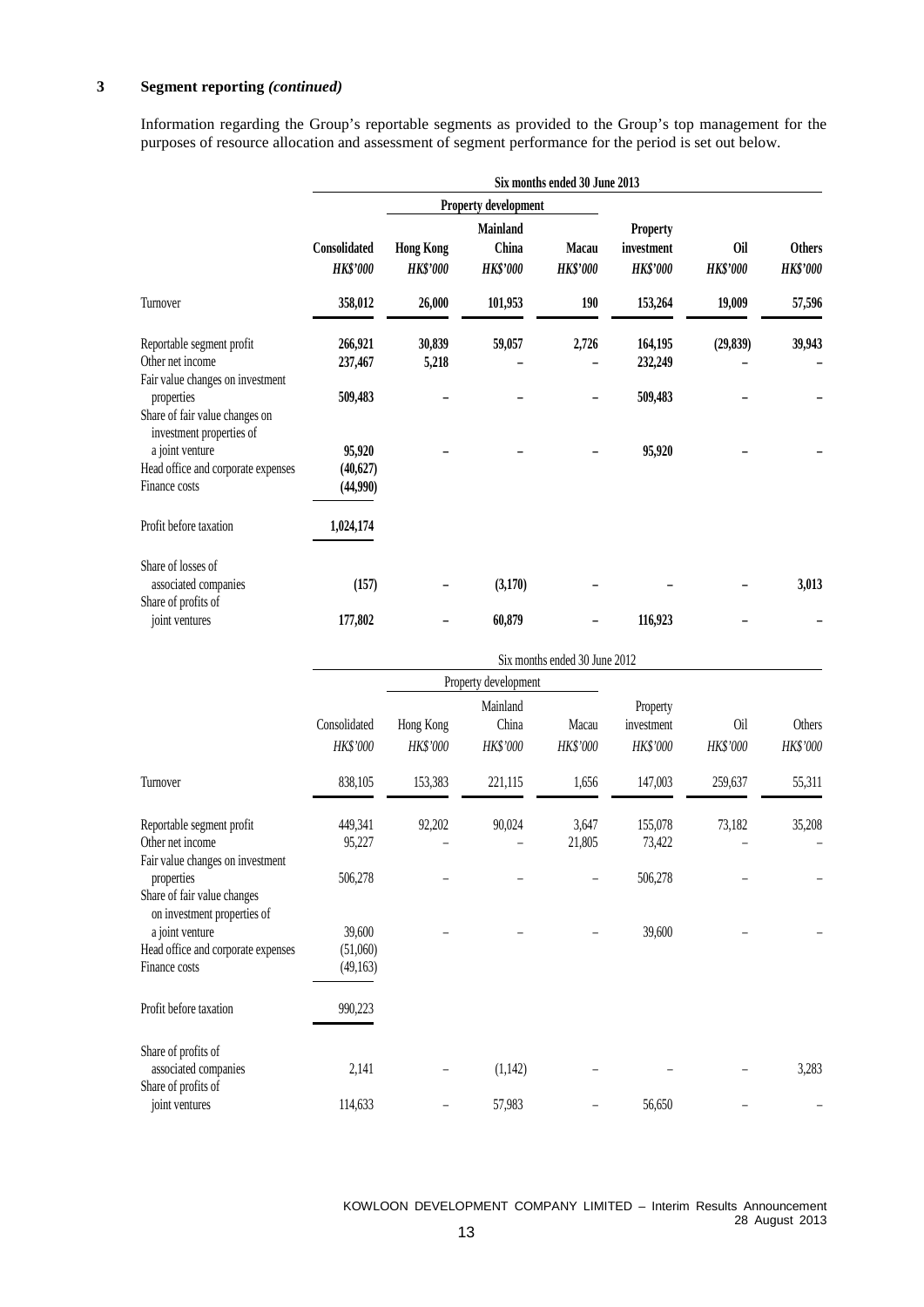## 3 Segment reporting *(continued)*

Information regarding the Group's reportable segments as provided to the Group's top management for the purposes of resource allocation and assessment of segment performance for the period is set out below.

| | **Six months ended 30 June 2013** | | | | | | |
|---|---|---|---|---|---|---|---|
| | | **Property development** | | | | | |
| | **Consolidated** | **Hong Kong** | **Mainland China** | **Macau** | **Property investment** | **Oil** | **Others** |
| | ***HK$'000*** | ***HK$'000*** | ***HK$'000*** | ***HK$'000*** | ***HK$'000*** | ***HK$'000*** | ***HK$'000*** |
| Turnover | **358,012** | **26,000** | **101,953** | **190** | **153,264** | **19,009** | **57,596** |
| Reportable segment profit | **266,921** | **30,839** | **59,057** | **2,726** | **164,195** | **(29,839)** | **39,943** |
| Other net income | **237,467** | **5,218** | **–** | **–** | **232,249** | **–** | **–** |
| Fair value changes on investment properties | **509,483** | **–** | **–** | **–** | **509,483** | **–** | **–** |
| Share of fair value changes on investment properties of a joint venture | **95,920** | **–** | **–** | **–** | **95,920** | **–** | **–** |
| Head office and corporate expenses | **(40,627)** | | | | | | |
| Finance costs | **(44,990)** | | | | | | |
| Profit before taxation | **1,024,174** | | | | | | |
| Share of losses of associated companies | **(157)** | **–** | **(3,170)** | **–** | **–** | **–** | **3,013** |
| Share of profits of joint ventures | **177,802** | **–** | **60,879** | **–** | **116,923** | **–** | **–** |

| | Six months ended 30 June 2012 | | | | | | |
|---|---|---|---|---|---|---|---|
| | | Property development | | | | | |
| | Consolidated | Hong Kong | Mainland China | Macau | Property investment | Oil | Others |
| | *HK$'000* | *HK$'000* | *HK$'000* | *HK$'000* | *HK$'000* | *HK$'000* | *HK$'000* |
| Turnover | 838,105 | 153,383 | 221,115 | 1,656 | 147,003 | 259,637 | 55,311 |
| Reportable segment profit | 449,341 | 92,202 | 90,024 | 3,647 | 155,078 | 73,182 | 35,208 |
| Other net income | 95,227 | – | – | 21,805 | 73,422 | – | – |
| Fair value changes on investment properties | 506,278 | – | – | – | 506,278 | – | – |
| Share of fair value changes on investment properties of a joint venture | 39,600 | – | – | – | 39,600 | – | – |
| Head office and corporate expenses | (51,060) | | | | | | |
| Finance costs | (49,163) | | | | | | |
| Profit before taxation | 990,223 | | | | | | |
| Share of profits of associated companies | 2,141 | – | (1,142) | – | – | – | 3,283 |
| Share of profits of joint ventures | 114,633 | – | 57,983 | – | 56,650 | – | – |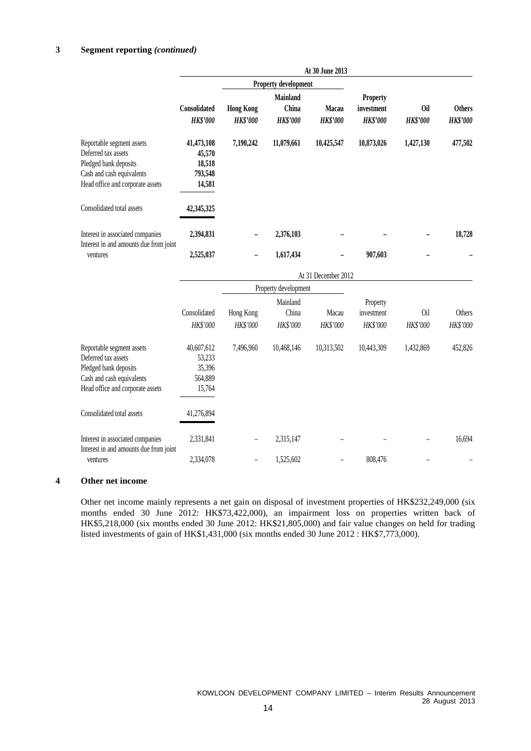## 3 Segment reporting *(continued)*

| | At 30 June 2013 | | | | | | |
|---|---|---|---|---|---|---|---|
| | | Property development | | | | | |
| | Consolidated | Hong Kong | Mainland China | Macau | Property investment | Oil | Others |
| | *HK$'000* | *HK$'000* | *HK$'000* | *HK$'000* | *HK$'000* | *HK$'000* | *HK$'000* |
| Reportable segment assets | **41,473,108** | **7,190,242** | **11,079,661** | **10,425,547** | **10,873,026** | **1,427,130** | **477,502** |
| Deferred tax assets | **45,570** | | | | | | |
| Pledged bank deposits | **18,518** | | | | | | |
| Cash and cash equivalents | **793,548** | | | | | | |
| Head office and corporate assets | **14,581** | | | | | | |
| Consolidated total assets | **42,345,325** | | | | | | |
| Interest in associated companies | **2,394,831** | **–** | **2,376,103** | **–** | **–** | **–** | **18,728** |
| Interest in and amounts due from joint ventures | **2,525,037** | **–** | **1,617,434** | **–** | **907,603** | **–** | **–** |

| | At 31 December 2012 | | | | | | |
|---|---|---|---|---|---|---|---|
| | | Property development | | | | | |
| | Consolidated | Hong Kong | Mainland China | Macau | Property investment | Oil | Others |
| | *HK$'000* | *HK$'000* | *HK$'000* | *HK$'000* | *HK$'000* | *HK$'000* | *HK$'000* |
| Reportable segment assets | 40,607,612 | 7,496,960 | 10,468,146 | 10,313,502 | 10,443,309 | 1,432,869 | 452,826 |
| Deferred tax assets | 53,233 | | | | | | |
| Pledged bank deposits | 35,396 | | | | | | |
| Cash and cash equivalents | 564,889 | | | | | | |
| Head office and corporate assets | 15,764 | | | | | | |
| Consolidated total assets | 41,276,894 | | | | | | |
| Interest in associated companies | 2,331,841 | – | 2,315,147 | – | – | – | 16,694 |
| Interest in and amounts due from joint ventures | 2,334,078 | – | 1,525,602 | – | 808,476 | – | – |

## 4 Other net income

Other net income mainly represents a net gain on disposal of investment properties of HK$232,249,000 (six months ended 30 June 2012: HK$73,422,000), an impairment loss on properties written back of HK$5,218,000 (six months ended 30 June 2012: HK$21,805,000) and fair value changes on held for trading listed investments of gain of HK$1,431,000 (six months ended 30 June 2012 : HK$7,773,000).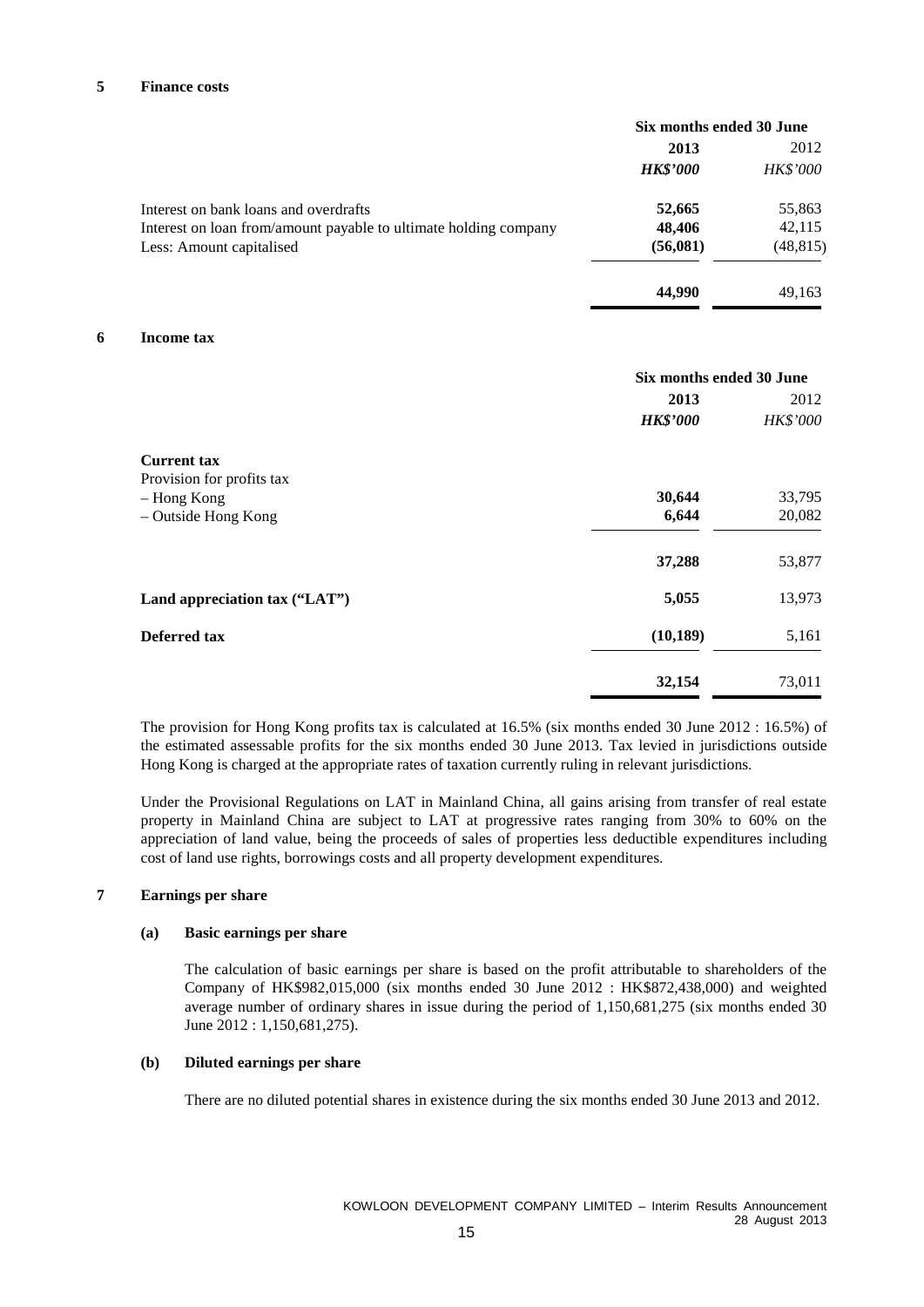## 5 Finance costs

| | Six months ended 30 June | |
|---|---|---|
| | **2013** | 2012 |
| | ***HK$'000*** | *HK$'000* |
| Interest on bank loans and overdrafts | **52,665** | 55,863 |
| Interest on loan from/amount payable to ultimate holding company | **48,406** | 42,115 |
| Less: Amount capitalised | **(56,081)** | (48,815) |
| | **44,990** | 49,163 |

## 6 Income tax

| | Six months ended 30 June | |
|---|---|---|
| | **2013** | 2012 |
| | ***HK$'000*** | *HK$'000* |
| **Current tax** | | |
| Provision for profits tax | | |
| – Hong Kong | **30,644** | 33,795 |
| – Outside Hong Kong | **6,644** | 20,082 |
| | **37,288** | 53,877 |
| **Land appreciation tax ("LAT")** | **5,055** | 13,973 |
| **Deferred tax** | **(10,189)** | 5,161 |
| | **32,154** | 73,011 |

The provision for Hong Kong profits tax is calculated at 16.5% (six months ended 30 June 2012 : 16.5%) of the estimated assessable profits for the six months ended 30 June 2013. Tax levied in jurisdictions outside Hong Kong is charged at the appropriate rates of taxation currently ruling in relevant jurisdictions.

Under the Provisional Regulations on LAT in Mainland China, all gains arising from transfer of real estate property in Mainland China are subject to LAT at progressive rates ranging from 30% to 60% on the appreciation of land value, being the proceeds of sales of properties less deductible expenditures including cost of land use rights, borrowings costs and all property development expenditures.

## 7 Earnings per share

### (a) Basic earnings per share

The calculation of basic earnings per share is based on the profit attributable to shareholders of the Company of HK$982,015,000 (six months ended 30 June 2012 : HK$872,438,000) and weighted average number of ordinary shares in issue during the period of 1,150,681,275 (six months ended 30 June 2012 : 1,150,681,275).

### (b) Diluted earnings per share

There are no diluted potential shares in existence during the six months ended 30 June 2013 and 2012.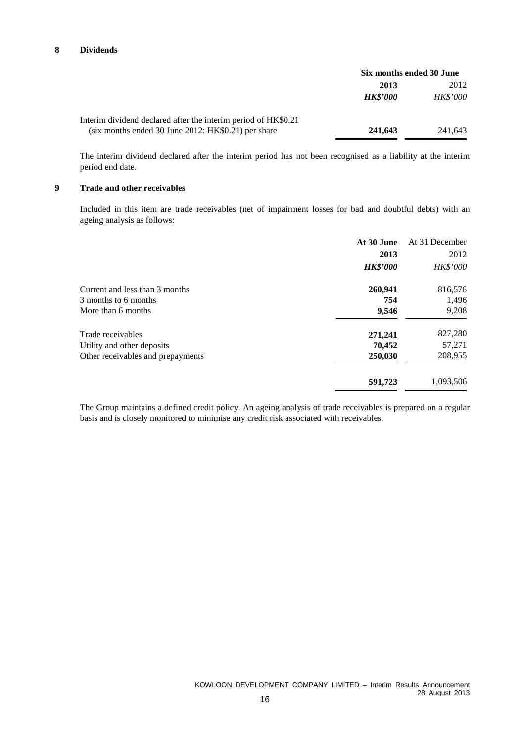## 8 Dividends

| | Six months ended 30 June | |
|---|---|---|
| | **2013** | 2012 |
| | ***HK$'000*** | *HK$'000* |
| Interim dividend declared after the interim period of HK$0.21 (six months ended 30 June 2012: HK$0.21) per share | **241,643** | 241,643 |

The interim dividend declared after the interim period has not been recognised as a liability at the interim period end date.

## 9 Trade and other receivables

Included in this item are trade receivables (net of impairment losses for bad and doubtful debts) with an ageing analysis as follows:

| | **At 30 June 2013** | At 31 December 2012 |
|---|---|---|
| | ***HK$'000*** | *HK$'000* |
| Current and less than 3 months | **260,941** | 816,576 |
| 3 months to 6 months | **754** | 1,496 |
| More than 6 months | **9,546** | 9,208 |
| Trade receivables | **271,241** | 827,280 |
| Utility and other deposits | **70,452** | 57,271 |
| Other receivables and prepayments | **250,030** | 208,955 |
| | **591,723** | 1,093,506 |

The Group maintains a defined credit policy. An ageing analysis of trade receivables is prepared on a regular basis and is closely monitored to minimise any credit risk associated with receivables.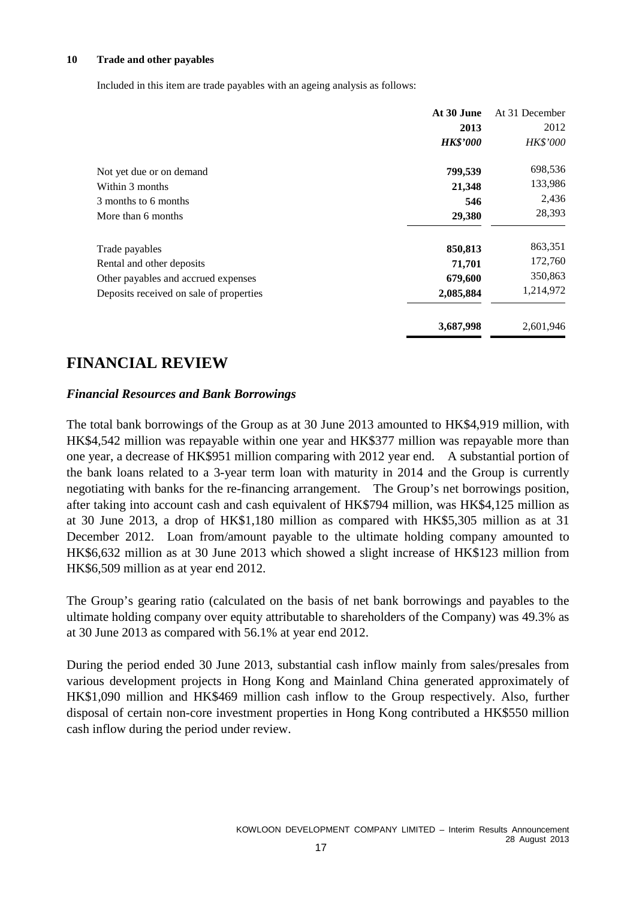**10 Trade and other payables**

Included in this item are trade payables with an ageing analysis as follows:

| | **At 30 June 2013** | At 31 December 2012 |
|---|---|---|
| | ***HK$'000*** | *HK$'000* |
| Not yet due or on demand | **799,539** | 698,536 |
| Within 3 months | **21,348** | 133,986 |
| 3 months to 6 months | **546** | 2,436 |
| More than 6 months | **29,380** | 28,393 |
| Trade payables | **850,813** | 863,351 |
| Rental and other deposits | **71,701** | 172,760 |
| Other payables and accrued expenses | **679,600** | 350,863 |
| Deposits received on sale of properties | **2,085,884** | 1,214,972 |
| | **3,687,998** | 2,601,946 |

# FINANCIAL REVIEW

### *Financial Resources and Bank Borrowings*

The total bank borrowings of the Group as at 30 June 2013 amounted to HK$4,919 million, with HK$4,542 million was repayable within one year and HK$377 million was repayable more than one year, a decrease of HK$951 million comparing with 2012 year end. A substantial portion of the bank loans related to a 3-year term loan with maturity in 2014 and the Group is currently negotiating with banks for the re-financing arrangement. The Group's net borrowings position, after taking into account cash and cash equivalent of HK$794 million, was HK$4,125 million as at 30 June 2013, a drop of HK$1,180 million as compared with HK$5,305 million as at 31 December 2012. Loan from/amount payable to the ultimate holding company amounted to HK$6,632 million as at 30 June 2013 which showed a slight increase of HK$123 million from HK$6,509 million as at year end 2012.

The Group's gearing ratio (calculated on the basis of net bank borrowings and payables to the ultimate holding company over equity attributable to shareholders of the Company) was 49.3% as at 30 June 2013 as compared with 56.1% at year end 2012.

During the period ended 30 June 2013, substantial cash inflow mainly from sales/presales from various development projects in Hong Kong and Mainland China generated approximately of HK$1,090 million and HK$469 million cash inflow to the Group respectively. Also, further disposal of certain non-core investment properties in Hong Kong contributed a HK$550 million cash inflow during the period under review.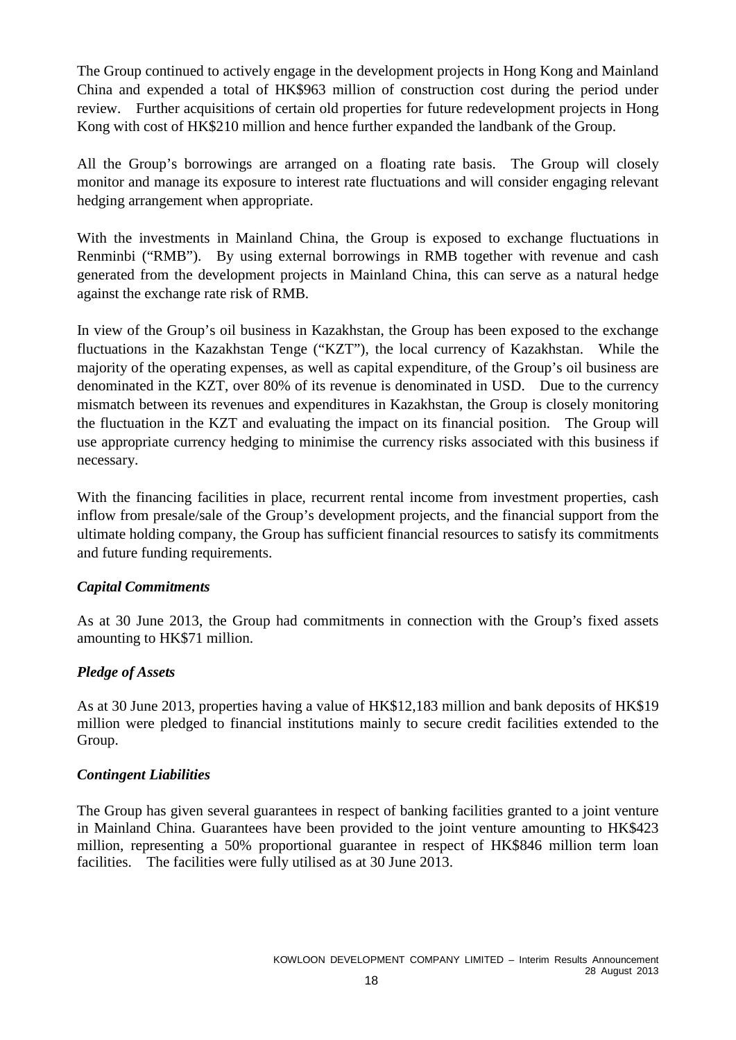The Group continued to actively engage in the development projects in Hong Kong and Mainland China and expended a total of HK$963 million of construction cost during the period under review. Further acquisitions of certain old properties for future redevelopment projects in Hong Kong with cost of HK$210 million and hence further expanded the landbank of the Group.

All the Group's borrowings are arranged on a floating rate basis. The Group will closely monitor and manage its exposure to interest rate fluctuations and will consider engaging relevant hedging arrangement when appropriate.

With the investments in Mainland China, the Group is exposed to exchange fluctuations in Renminbi ("RMB"). By using external borrowings in RMB together with revenue and cash generated from the development projects in Mainland China, this can serve as a natural hedge against the exchange rate risk of RMB.

In view of the Group's oil business in Kazakhstan, the Group has been exposed to the exchange fluctuations in the Kazakhstan Tenge ("KZT"), the local currency of Kazakhstan. While the majority of the operating expenses, as well as capital expenditure, of the Group's oil business are denominated in the KZT, over 80% of its revenue is denominated in USD. Due to the currency mismatch between its revenues and expenditures in Kazakhstan, the Group is closely monitoring the fluctuation in the KZT and evaluating the impact on its financial position. The Group will use appropriate currency hedging to minimise the currency risks associated with this business if necessary.

With the financing facilities in place, recurrent rental income from investment properties, cash inflow from presale/sale of the Group's development projects, and the financial support from the ultimate holding company, the Group has sufficient financial resources to satisfy its commitments and future funding requirements.

***Capital Commitments***

As at 30 June 2013, the Group had commitments in connection with the Group's fixed assets amounting to HK$71 million.

***Pledge of Assets***

As at 30 June 2013, properties having a value of HK$12,183 million and bank deposits of HK$19 million were pledged to financial institutions mainly to secure credit facilities extended to the Group.

***Contingent Liabilities***

The Group has given several guarantees in respect of banking facilities granted to a joint venture in Mainland China. Guarantees have been provided to the joint venture amounting to HK$423 million, representing a 50% proportional guarantee in respect of HK$846 million term loan facilities. The facilities were fully utilised as at 30 June 2013.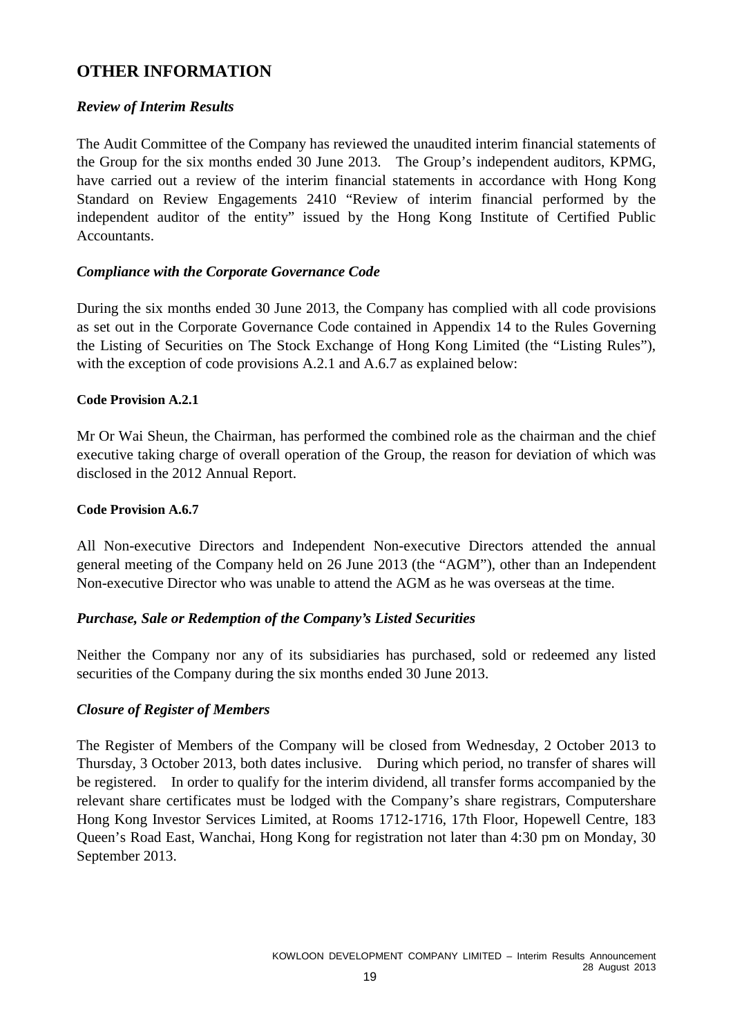# OTHER INFORMATION

## *Review of Interim Results*

The Audit Committee of the Company has reviewed the unaudited interim financial statements of the Group for the six months ended 30 June 2013. The Group's independent auditors, KPMG, have carried out a review of the interim financial statements in accordance with Hong Kong Standard on Review Engagements 2410 "Review of interim financial performed by the independent auditor of the entity" issued by the Hong Kong Institute of Certified Public Accountants.

## *Compliance with the Corporate Governance Code*

During the six months ended 30 June 2013, the Company has complied with all code provisions as set out in the Corporate Governance Code contained in Appendix 14 to the Rules Governing the Listing of Securities on The Stock Exchange of Hong Kong Limited (the "Listing Rules"), with the exception of code provisions A.2.1 and A.6.7 as explained below:

### Code Provision A.2.1

Mr Or Wai Sheun, the Chairman, has performed the combined role as the chairman and the chief executive taking charge of overall operation of the Group, the reason for deviation of which was disclosed in the 2012 Annual Report.

### Code Provision A.6.7

All Non-executive Directors and Independent Non-executive Directors attended the annual general meeting of the Company held on 26 June 2013 (the "AGM"), other than an Independent Non-executive Director who was unable to attend the AGM as he was overseas at the time.

## *Purchase, Sale or Redemption of the Company's Listed Securities*

Neither the Company nor any of its subsidiaries has purchased, sold or redeemed any listed securities of the Company during the six months ended 30 June 2013.

## *Closure of Register of Members*

The Register of Members of the Company will be closed from Wednesday, 2 October 2013 to Thursday, 3 October 2013, both dates inclusive. During which period, no transfer of shares will be registered. In order to qualify for the interim dividend, all transfer forms accompanied by the relevant share certificates must be lodged with the Company's share registrars, Computershare Hong Kong Investor Services Limited, at Rooms 1712-1716, 17th Floor, Hopewell Centre, 183 Queen's Road East, Wanchai, Hong Kong for registration not later than 4:30 pm on Monday, 30 September 2013.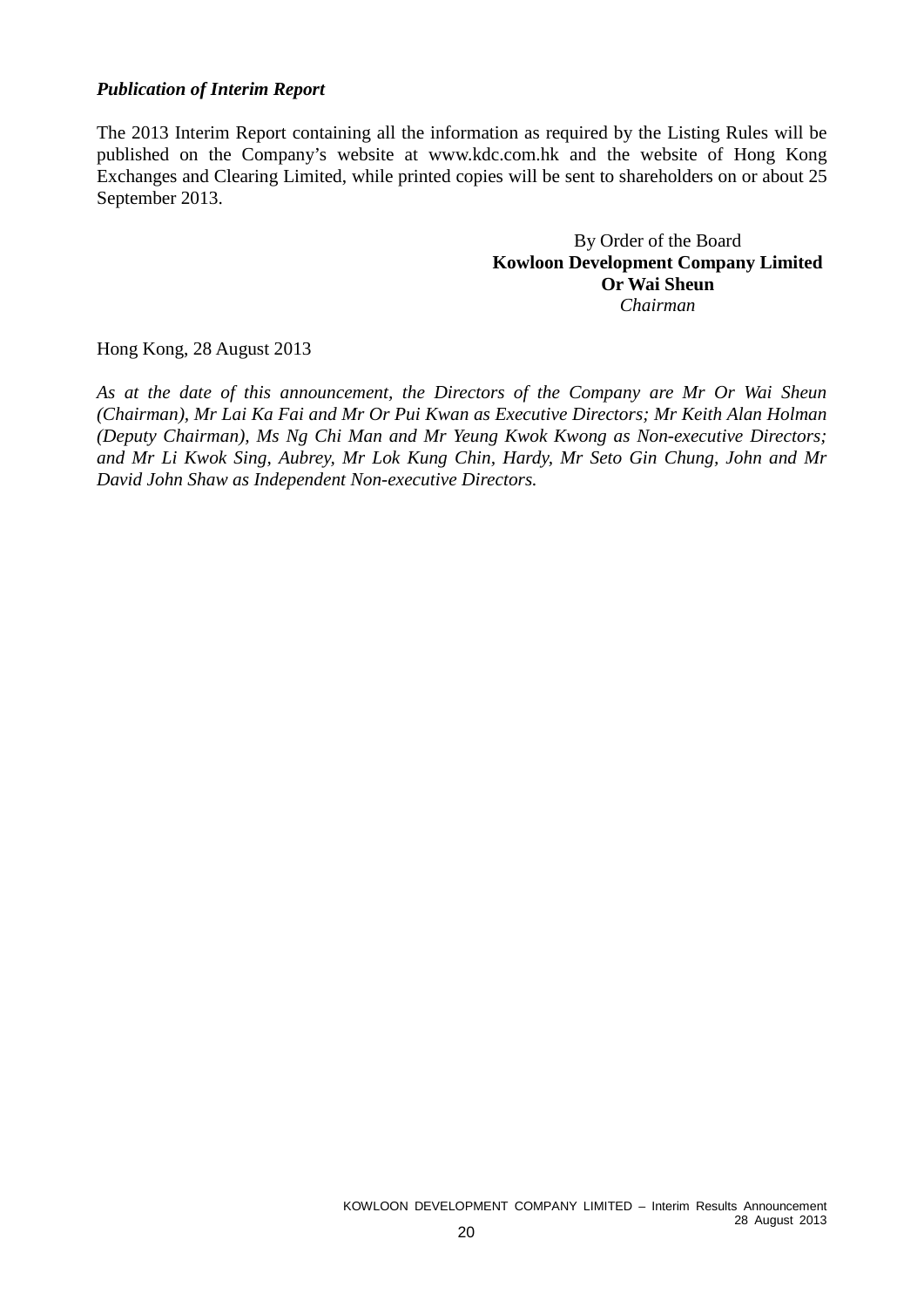***Publication of Interim Report***

The 2013 Interim Report containing all the information as required by the Listing Rules will be published on the Company's website at www.kdc.com.hk and the website of Hong Kong Exchanges and Clearing Limited, while printed copies will be sent to shareholders on or about 25 September 2013.

By Order of the Board
**Kowloon Development Company Limited**
**Or Wai Sheun**
*Chairman*

Hong Kong, 28 August 2013

*As at the date of this announcement, the Directors of the Company are Mr Or Wai Sheun (Chairman), Mr Lai Ka Fai and Mr Or Pui Kwan as Executive Directors; Mr Keith Alan Holman (Deputy Chairman), Ms Ng Chi Man and Mr Yeung Kwok Kwong as Non-executive Directors; and Mr Li Kwok Sing, Aubrey, Mr Lok Kung Chin, Hardy, Mr Seto Gin Chung, John and Mr David John Shaw as Independent Non-executive Directors.*